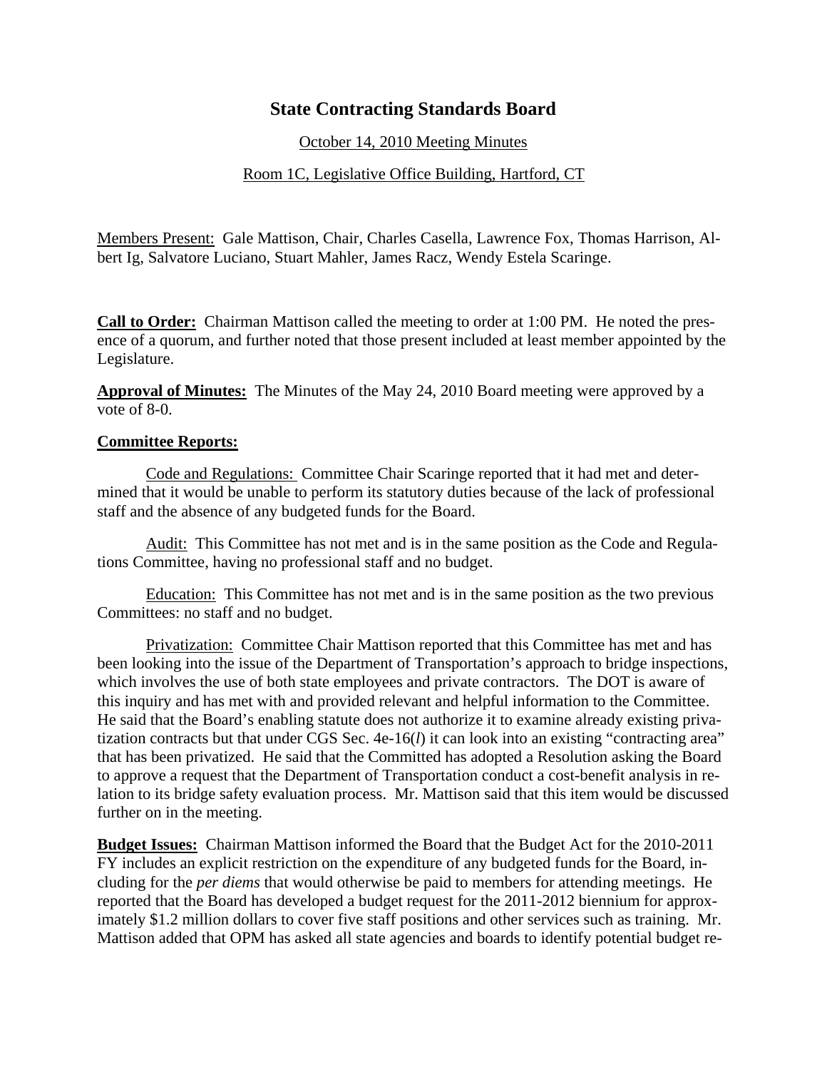# State Contracting Standards Board

October 14, 2010 Meeting Minutes

Room 1C, Legislative Office Building, Hartford, CT

Members Present: Gale Mattison, Chair, Charles Casella, Lawrence Fox, Thomas Harrison, Albert Ig, Salvatore Luciano, Stuart Mahler, James Racz, Wendy Estela Scaringe.

**Call to Order:** Chairman Mattison called the meeting to order at 1:00 PM. He noted the presence of a quorum, and further noted that those present included at least member appointed by the Legislature.

**Approval of Minutes:** The Minutes of the May 24, 2010 Board meeting were approved by a vote of 8-0.

**Committee Reports:**

Code and Regulations: Committee Chair Scaringe reported that it had met and determined that it would be unable to perform its statutory duties because of the lack of professional staff and the absence of any budgeted funds for the Board.

Audit: This Committee has not met and is in the same position as the Code and Regulations Committee, having no professional staff and no budget.

Education: This Committee has not met and is in the same position as the two previous Committees: no staff and no budget.

Privatization: Committee Chair Mattison reported that this Committee has met and has been looking into the issue of the Department of Transportation's approach to bridge inspections, which involves the use of both state employees and private contractors. The DOT is aware of this inquiry and has met with and provided relevant and helpful information to the Committee. He said that the Board's enabling statute does not authorize it to examine already existing privatization contracts but that under CGS Sec. 4e-16(*l*) it can look into an existing "contracting area" that has been privatized. He said that the Committed has adopted a Resolution asking the Board to approve a request that the Department of Transportation conduct a cost-benefit analysis in relation to its bridge safety evaluation process. Mr. Mattison said that this item would be discussed further on in the meeting.

**Budget Issues:** Chairman Mattison informed the Board that the Budget Act for the 2010-2011 FY includes an explicit restriction on the expenditure of any budgeted funds for the Board, including for the *per diems* that would otherwise be paid to members for attending meetings. He reported that the Board has developed a budget request for the 2011-2012 biennium for approximately $1.2 million dollars to cover five staff positions and other services such as training. Mr. Mattison added that OPM has asked all state agencies and boards to identify potential budget re-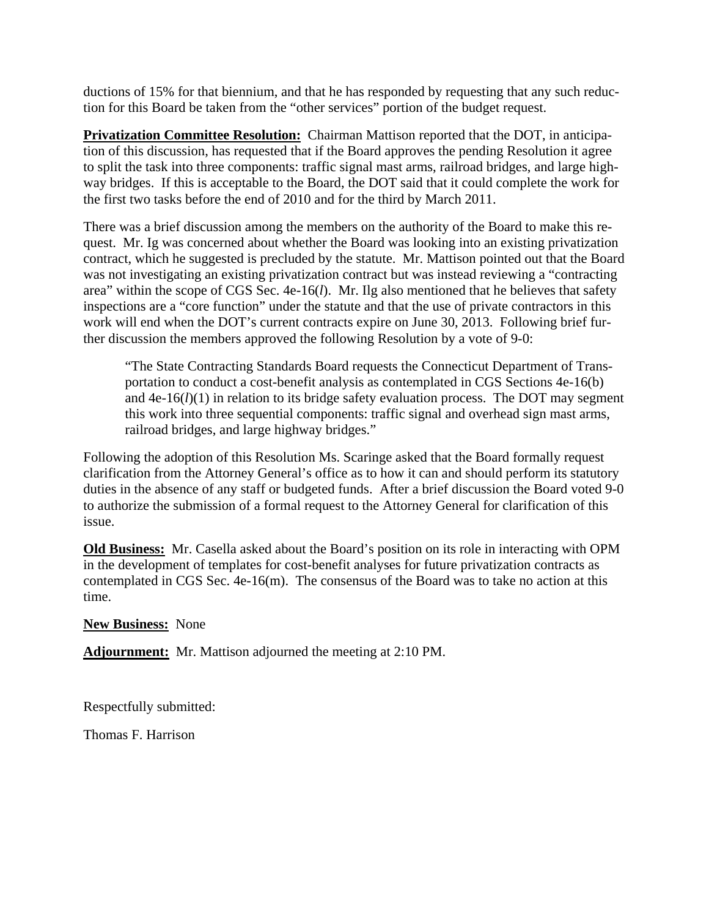ductions of 15% for that biennium, and that he has responded by requesting that any such reduction for this Board be taken from the "other services" portion of the budget request.

**Privatization Committee Resolution:** Chairman Mattison reported that the DOT, in anticipation of this discussion, has requested that if the Board approves the pending Resolution it agree to split the task into three components: traffic signal mast arms, railroad bridges, and large highway bridges. If this is acceptable to the Board, the DOT said that it could complete the work for the first two tasks before the end of 2010 and for the third by March 2011.

There was a brief discussion among the members on the authority of the Board to make this request. Mr. Ig was concerned about whether the Board was looking into an existing privatization contract, which he suggested is precluded by the statute. Mr. Mattison pointed out that the Board was not investigating an existing privatization contract but was instead reviewing a "contracting area" within the scope of CGS Sec. 4e-16(*l*). Mr. Ilg also mentioned that he believes that safety inspections are a "core function" under the statute and that the use of private contractors in this work will end when the DOT's current contracts expire on June 30, 2013. Following brief further discussion the members approved the following Resolution by a vote of 9-0:

> "The State Contracting Standards Board requests the Connecticut Department of Transportation to conduct a cost-benefit analysis as contemplated in CGS Sections 4e-16(b) and 4e-16(*l*)(1) in relation to its bridge safety evaluation process. The DOT may segment this work into three sequential components: traffic signal and overhead sign mast arms, railroad bridges, and large highway bridges."

Following the adoption of this Resolution Ms. Scaringe asked that the Board formally request clarification from the Attorney General's office as to how it can and should perform its statutory duties in the absence of any staff or budgeted funds. After a brief discussion the Board voted 9-0 to authorize the submission of a formal request to the Attorney General for clarification of this issue.

**Old Business:** Mr. Casella asked about the Board's position on its role in interacting with OPM in the development of templates for cost-benefit analyses for future privatization contracts as contemplated in CGS Sec. 4e-16(m). The consensus of the Board was to take no action at this time.

**New Business:** None

**Adjournment:** Mr. Mattison adjourned the meeting at 2:10 PM.

Respectfully submitted:

Thomas F. Harrison